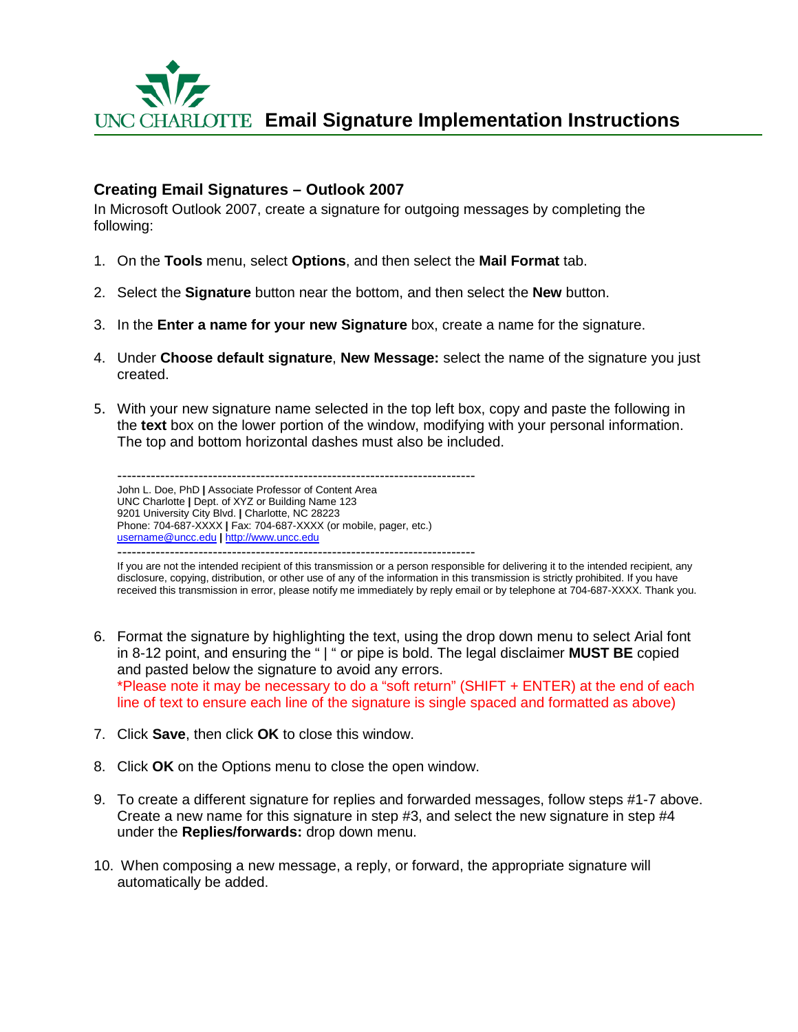# UNC CHARLOTTE Email Signature Implementation Instructions

## Creating Email Signatures – Outlook 2007

In Microsoft Outlook 2007, create a signature for outgoing messages by completing the following:

1. On the **Tools** menu, select **Options**, and then select the **Mail Format** tab.

2. Select the **Signature** button near the bottom, and then select the **New** button.

3. In the **Enter a name for your new Signature** box, create a name for the signature.

4. Under **Choose default signature**, **New Message:** select the name of the signature you just created.

5. With your new signature name selected in the top left box, copy and paste the following in the **text** box on the lower portion of the window, modifying with your personal information. The top and bottom horizontal dashes must also be included.

   ---------------------------------------------------------------------------
   John L. Doe, PhD **|** Associate Professor of Content Area
   UNC Charlotte **|** Dept. of XYZ or Building Name 123
   9201 University City Blvd. **|** Charlotte, NC 28223
   Phone: 704-687-XXXX **|** Fax: 704-687-XXXX (or mobile, pager, etc.)
   username@uncc.edu **|** http://www.uncc.edu
   ---------------------------------------------------------------------------
   If you are not the intended recipient of this transmission or a person responsible for delivering it to the intended recipient, any disclosure, copying, distribution, or other use of any of the information in this transmission is strictly prohibited. If you have received this transmission in error, please notify me immediately by reply email or by telephone at 704-687-XXXX. Thank you.

6. Format the signature by highlighting the text, using the drop down menu to select Arial font in 8-12 point, and ensuring the " | " or pipe is bold. The legal disclaimer **MUST BE** copied and pasted below the signature to avoid any errors.
   *Please note it may be necessary to do a "soft return" (SHIFT + ENTER) at the end of each line of text to ensure each line of the signature is single spaced and formatted as above)

7. Click **Save**, then click **OK** to close this window.

8. Click **OK** on the Options menu to close the open window.

9. To create a different signature for replies and forwarded messages, follow steps #1-7 above. Create a new name for this signature in step #3, and select the new signature in step #4 under the **Replies/forwards:** drop down menu.

10. When composing a new message, a reply, or forward, the appropriate signature will automatically be added.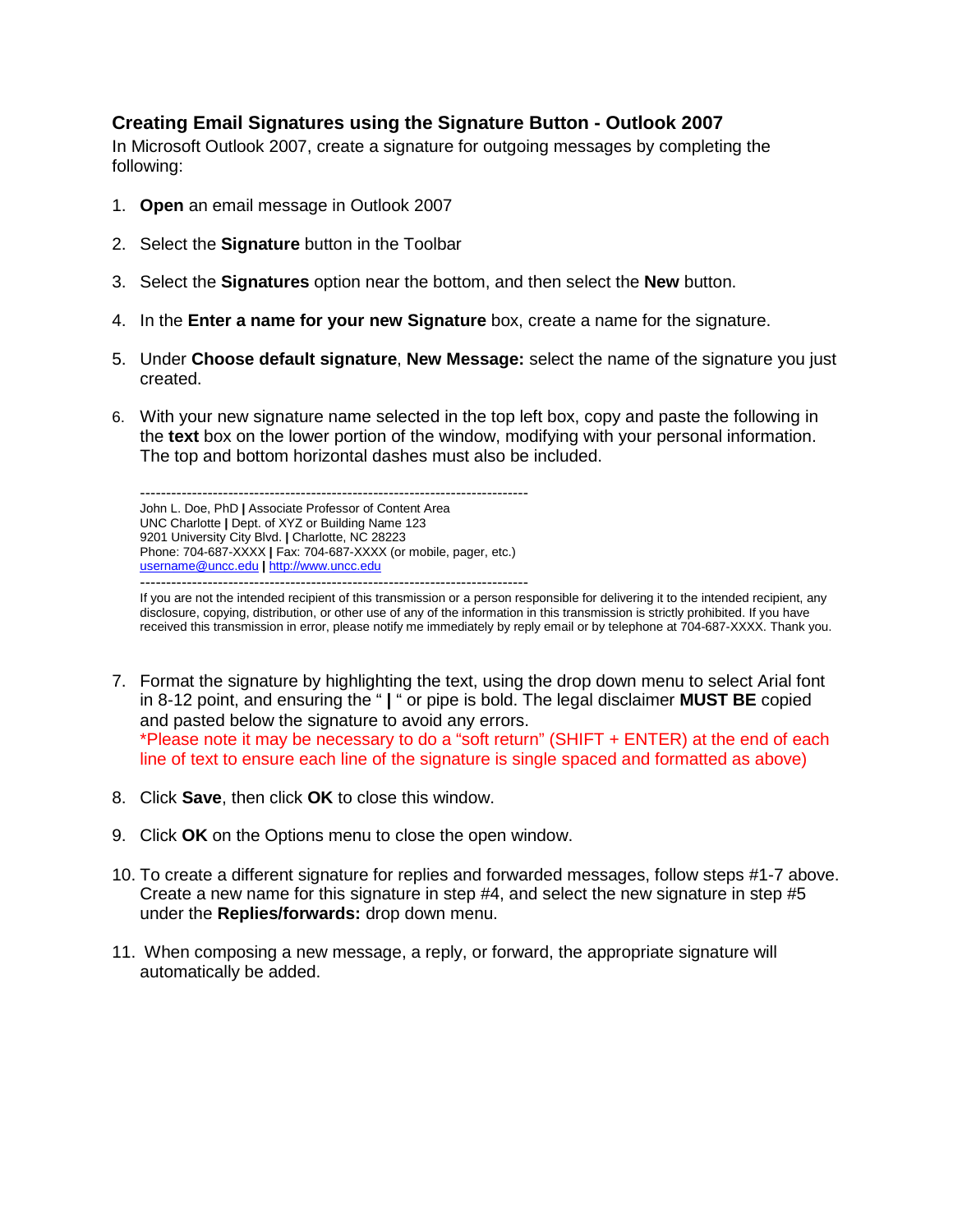### Creating Email Signatures using the Signature Button - Outlook 2007

In Microsoft Outlook 2007, create a signature for outgoing messages by completing the following:

1. **Open** an email message in Outlook 2007
2. Select the **Signature** button in the Toolbar
3. Select the **Signatures** option near the bottom, and then select the **New** button.
4. In the **Enter a name for your new Signature** box, create a name for the signature.
5. Under **Choose default signature**, **New Message:** select the name of the signature you just created.
6. With your new signature name selected in the top left box, copy and paste the following in the **text** box on the lower portion of the window, modifying with your personal information. The top and bottom horizontal dashes must also be included.

   ---------------------------------------------------------------------------
   John L. Doe, PhD **|** Associate Professor of Content Area  
   UNC Charlotte **|** Dept. of XYZ or Building Name 123  
   9201 University City Blvd. **|** Charlotte, NC 28223  
   Phone: 704-687-XXXX **|** Fax: 704-687-XXXX (or mobile, pager, etc.)  
   username@uncc.edu **|** http://www.uncc.edu  
   ---------------------------------------------------------------------------  
   If you are not the intended recipient of this transmission or a person responsible for delivering it to the intended recipient, any disclosure, copying, distribution, or other use of any of the information in this transmission is strictly prohibited. If you have received this transmission in error, please notify me immediately by reply email or by telephone at 704-687-XXXX. Thank you.

7. Format the signature by highlighting the text, using the drop down menu to select Arial font in 8-12 point, and ensuring the " **|** " or pipe is bold. The legal disclaimer **MUST BE** copied and pasted below the signature to avoid any errors.  
   *Please note it may be necessary to do a "soft return" (SHIFT + ENTER) at the end of each line of text to ensure each line of the signature is single spaced and formatted as above)
8. Click **Save**, then click **OK** to close this window.
9. Click **OK** on the Options menu to close the open window.
10. To create a different signature for replies and forwarded messages, follow steps #1-7 above. Create a new name for this signature in step #4, and select the new signature in step #5 under the **Replies/forwards:** drop down menu.
11. When composing a new message, a reply, or forward, the appropriate signature will automatically be added.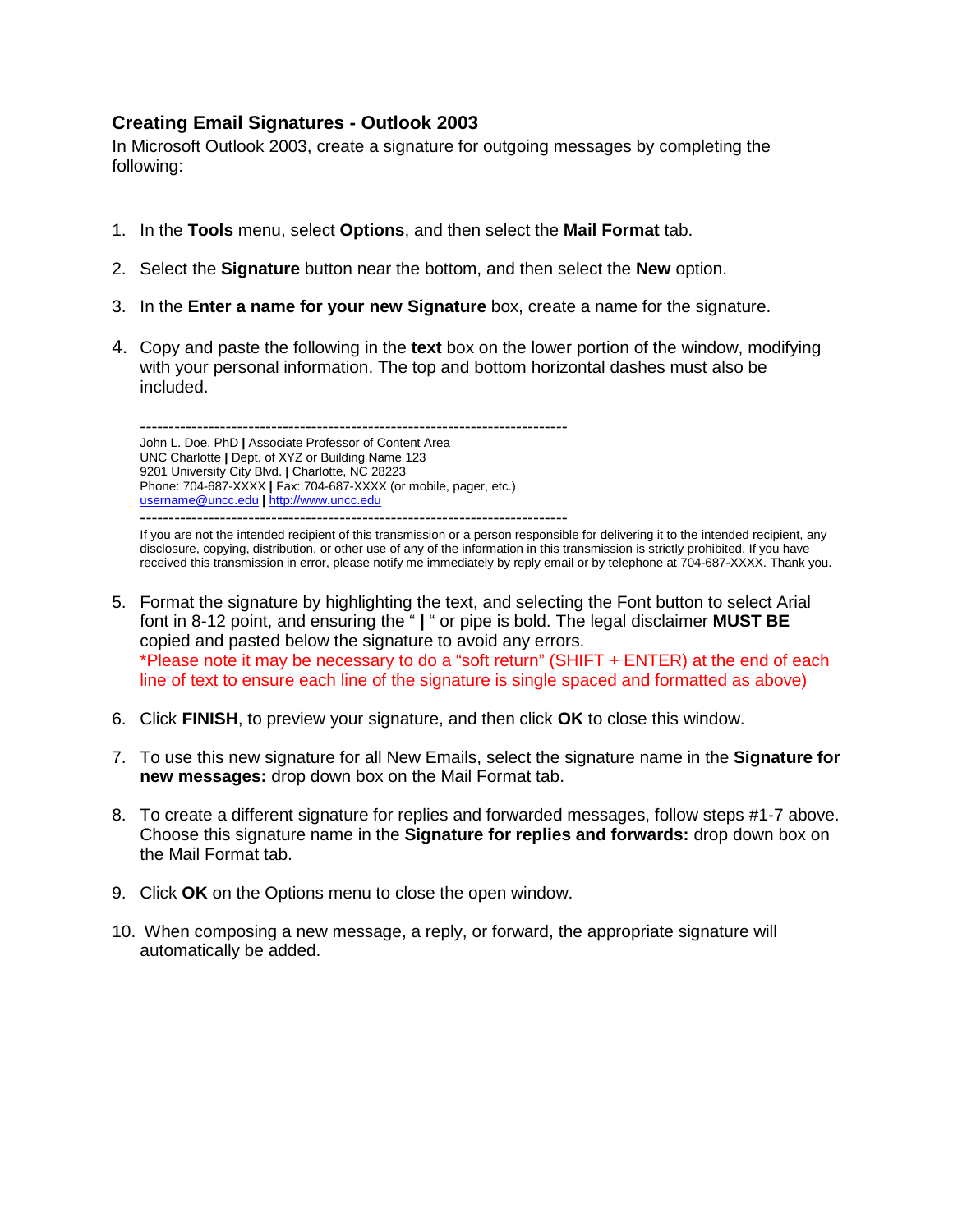## Creating Email Signatures - Outlook 2003

In Microsoft Outlook 2003, create a signature for outgoing messages by completing the following:

1. In the **Tools** menu, select **Options**, and then select the **Mail Format** tab.

2. Select the **Signature** button near the bottom, and then select the **New** option.

3. In the **Enter a name for your new Signature** box, create a name for the signature.

4. Copy and paste the following in the **text** box on the lower portion of the window, modifying with your personal information. The top and bottom horizontal dashes must also be included.

   --------------------------------------------------------------------------
   John L. Doe, PhD **|** Associate Professor of Content Area
   UNC Charlotte **|** Dept. of XYZ or Building Name 123
   9201 University City Blvd. **|** Charlotte, NC 28223
   Phone: 704-687-XXXX **|** Fax: 704-687-XXXX (or mobile, pager, etc.)
   username@uncc.edu **|** http://www.uncc.edu
   --------------------------------------------------------------------------
   If you are not the intended recipient of this transmission or a person responsible for delivering it to the intended recipient, any disclosure, copying, distribution, or other use of any of the information in this transmission is strictly prohibited. If you have received this transmission in error, please notify me immediately by reply email or by telephone at 704-687-XXXX. Thank you.

5. Format the signature by highlighting the text, and selecting the Font button to select Arial font in 8-12 point, and ensuring the " **|** " or pipe is bold. The legal disclaimer **MUST BE** copied and pasted below the signature to avoid any errors.
   *Please note it may be necessary to do a "soft return" (SHIFT + ENTER) at the end of each line of text to ensure each line of the signature is single spaced and formatted as above)

6. Click **FINISH**, to preview your signature, and then click **OK** to close this window.

7. To use this new signature for all New Emails, select the signature name in the **Signature for new messages:** drop down box on the Mail Format tab.

8. To create a different signature for replies and forwarded messages, follow steps #1-7 above. Choose this signature name in the **Signature for replies and forwards:** drop down box on the Mail Format tab.

9. Click **OK** on the Options menu to close the open window.

10. When composing a new message, a reply, or forward, the appropriate signature will automatically be added.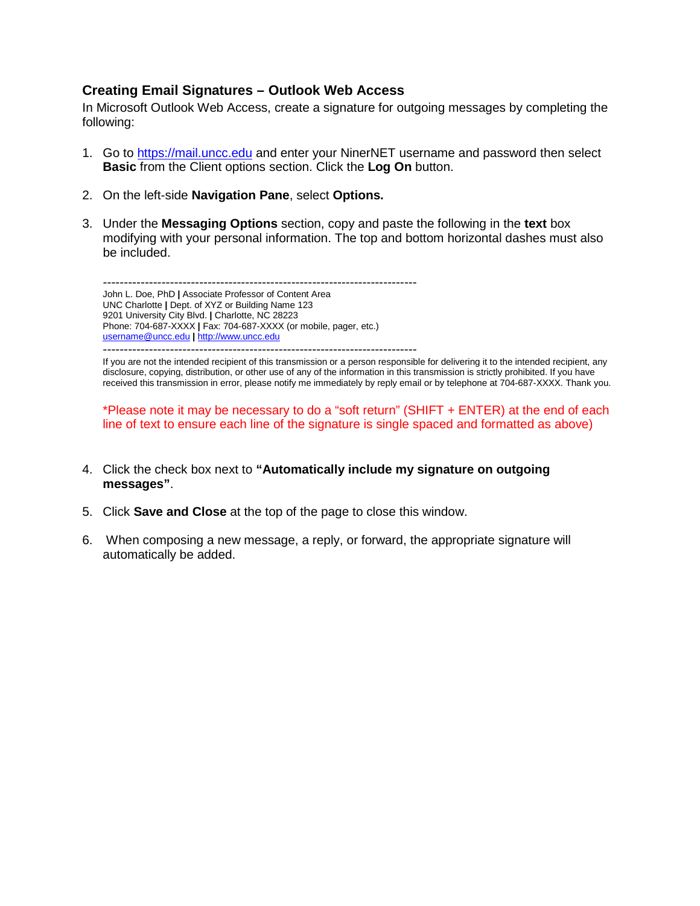### Creating Email Signatures – Outlook Web Access

In Microsoft Outlook Web Access, create a signature for outgoing messages by completing the following:

1. Go to [https://mail.uncc.edu](https://mail.uncc.edu) and enter your NinerNET username and password then select **Basic** from the Client options section. Click the **Log On** button.

2. On the left-side **Navigation Pane**, select **Options.**

3. Under the **Messaging Options** section, copy and paste the following in the **text** box modifying with your personal information. The top and bottom horizontal dashes must also be included.

   ---------------------------------------------------------------------------
   John L. Doe, PhD **|** Associate Professor of Content Area  
   UNC Charlotte **|** Dept. of XYZ or Building Name 123  
   9201 University City Blvd. **|** Charlotte, NC 28223  
   Phone: 704-687-XXXX **|** Fax: 704-687-XXXX (or mobile, pager, etc.)  
   [username@uncc.edu](mailto:username@uncc.edu) **|** [http://www.uncc.edu](http://www.uncc.edu)  
   ---------------------------------------------------------------------------  
   If you are not the intended recipient of this transmission or a person responsible for delivering it to the intended recipient, any disclosure, copying, distribution, or other use of any of the information in this transmission is strictly prohibited. If you have received this transmission in error, please notify me immediately by reply email or by telephone at 704-687-XXXX. Thank you.

   *Please note it may be necessary to do a "soft return" (SHIFT + ENTER) at the end of each line of text to ensure each line of the signature is single spaced and formatted as above)

4. Click the check box next to **"Automatically include my signature on outgoing messages"**.

5. Click **Save and Close** at the top of the page to close this window.

6. When composing a new message, a reply, or forward, the appropriate signature will automatically be added.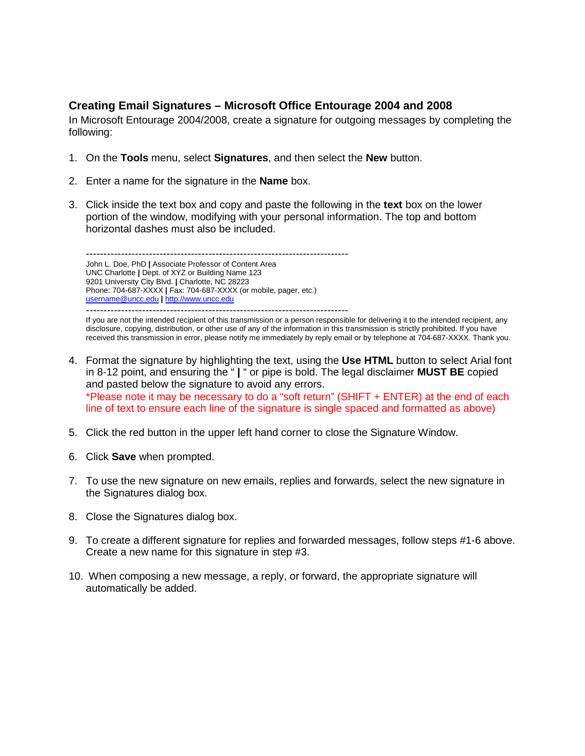## Creating Email Signatures – Microsoft Office Entourage 2004 and 2008

In Microsoft Entourage 2004/2008, create a signature for outgoing messages by completing the following:

1. On the **Tools** menu, select **Signatures**, and then select the **New** button.

2. Enter a name for the signature in the **Name** box.

3. Click inside the text box and copy and paste the following in the **text** box on the lower portion of the window, modifying with your personal information. The top and bottom horizontal dashes must also be included.

   ----------------------------------------------------------------------------
   John L. Doe, PhD **|** Associate Professor of Content Area  
   UNC Charlotte **|** Dept. of XYZ or Building Name 123  
   9201 University City Blvd. **|** Charlotte, NC 28223  
   Phone: 704-687-XXXX **|** Fax: 704-687-XXXX (or mobile, pager, etc.)  
   username@uncc.edu **|** http://www.uncc.edu  
   ----------------------------------------------------------------------------  
   If you are not the intended recipient of this transmission or a person responsible for delivering it to the intended recipient, any disclosure, copying, distribution, or other use of any of the information in this transmission is strictly prohibited. If you have received this transmission in error, please notify me immediately by reply email or by telephone at 704-687-XXXX. Thank you.

4. Format the signature by highlighting the text, using the **Use HTML** button to select Arial font in 8-12 point, and ensuring the " **|** " or pipe is bold. The legal disclaimer **MUST BE** copied and pasted below the signature to avoid any errors.  
   *Please note it may be necessary to do a "soft return" (SHIFT + ENTER) at the end of each line of text to ensure each line of the signature is single spaced and formatted as above)

5. Click the red button in the upper left hand corner to close the Signature Window.

6. Click **Save** when prompted.

7. To use the new signature on new emails, replies and forwards, select the new signature in the Signatures dialog box.

8. Close the Signatures dialog box.

9. To create a different signature for replies and forwarded messages, follow steps #1-6 above. Create a new name for this signature in step #3.

10. When composing a new message, a reply, or forward, the appropriate signature will automatically be added.